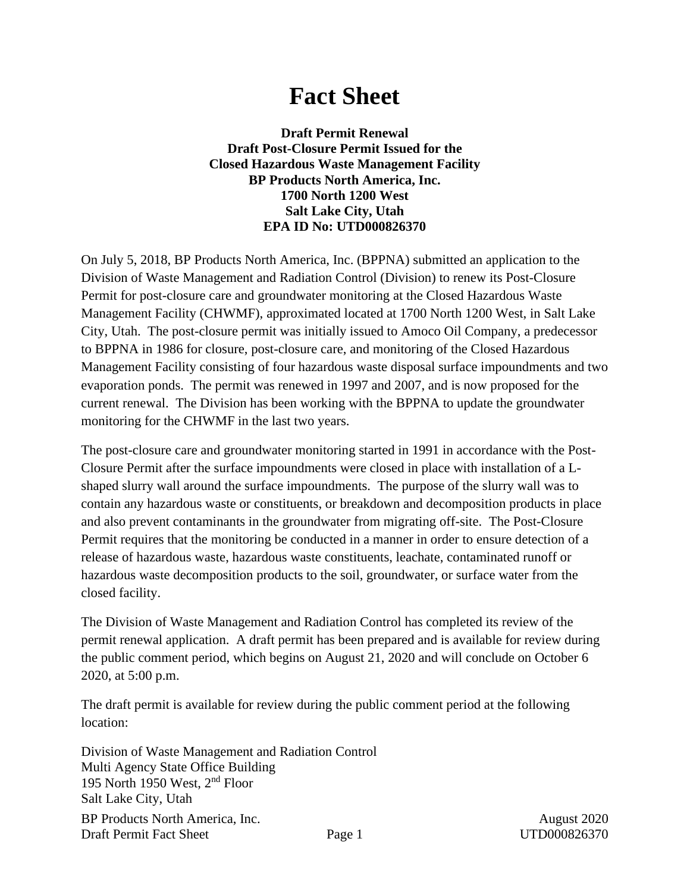# Fact Sheet

**Draft Permit Renewal**
**Draft Post-Closure Permit Issued for the**
**Closed Hazardous Waste Management Facility**
**BP Products North America, Inc.**
**1700 North 1200 West**
**Salt Lake City, Utah**
**EPA ID No: UTD000826370**

On July 5, 2018, BP Products North America, Inc. (BPPNA) submitted an application to the Division of Waste Management and Radiation Control (Division) to renew its Post-Closure Permit for post-closure care and groundwater monitoring at the Closed Hazardous Waste Management Facility (CHWMF), approximated located at 1700 North 1200 West, in Salt Lake City, Utah. The post-closure permit was initially issued to Amoco Oil Company, a predecessor to BPPNA in 1986 for closure, post-closure care, and monitoring of the Closed Hazardous Management Facility consisting of four hazardous waste disposal surface impoundments and two evaporation ponds. The permit was renewed in 1997 and 2007, and is now proposed for the current renewal. The Division has been working with the BPPNA to update the groundwater monitoring for the CHWMF in the last two years.

The post-closure care and groundwater monitoring started in 1991 in accordance with the Post-Closure Permit after the surface impoundments were closed in place with installation of a L-shaped slurry wall around the surface impoundments. The purpose of the slurry wall was to contain any hazardous waste or constituents, or breakdown and decomposition products in place and also prevent contaminants in the groundwater from migrating off-site. The Post-Closure Permit requires that the monitoring be conducted in a manner in order to ensure detection of a release of hazardous waste, hazardous waste constituents, leachate, contaminated runoff or hazardous waste decomposition products to the soil, groundwater, or surface water from the closed facility.

The Division of Waste Management and Radiation Control has completed its review of the permit renewal application. A draft permit has been prepared and is available for review during the public comment period, which begins on August 21, 2020 and will conclude on October 6 2020, at 5:00 p.m.

The draft permit is available for review during the public comment period at the following location:

Division of Waste Management and Radiation Control
Multi Agency State Office Building
195 North 1950 West, 2nd Floor
Salt Lake City, Utah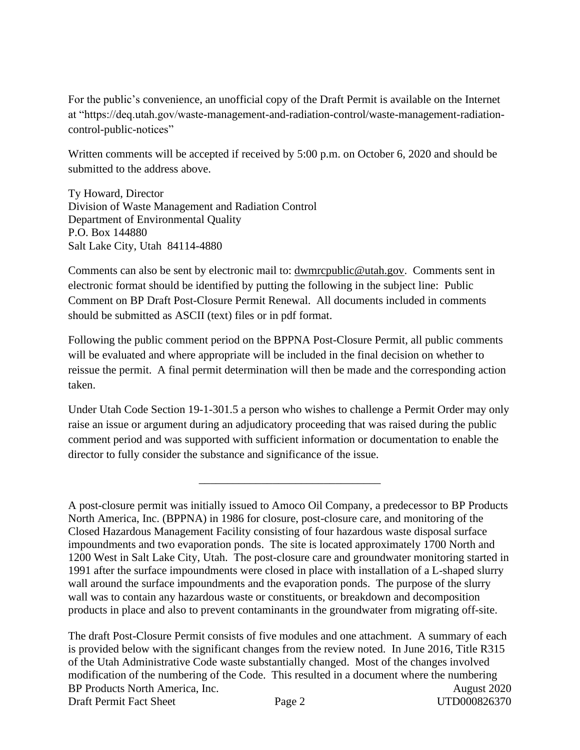For the public's convenience, an unofficial copy of the Draft Permit is available on the Internet at "https://deq.utah.gov/waste-management-and-radiation-control/waste-management-radiation-control-public-notices"

Written comments will be accepted if received by 5:00 p.m. on October 6, 2020 and should be submitted to the address above.

Ty Howard, Director
Division of Waste Management and Radiation Control
Department of Environmental Quality
P.O. Box 144880
Salt Lake City, Utah 84114-4880

Comments can also be sent by electronic mail to: dwmrcpublic@utah.gov. Comments sent in electronic format should be identified by putting the following in the subject line: Public Comment on BP Draft Post-Closure Permit Renewal. All documents included in comments should be submitted as ASCII (text) files or in pdf format.

Following the public comment period on the BPPNA Post-Closure Permit, all public comments will be evaluated and where appropriate will be included in the final decision on whether to reissue the permit. A final permit determination will then be made and the corresponding action taken.

Under Utah Code Section 19-1-301.5 a person who wishes to challenge a Permit Order may only raise an issue or argument during an adjudicatory proceeding that was raised during the public comment period and was supported with sufficient information or documentation to enable the director to fully consider the substance and significance of the issue.

---

A post-closure permit was initially issued to Amoco Oil Company, a predecessor to BP Products North America, Inc. (BPPNA) in 1986 for closure, post-closure care, and monitoring of the Closed Hazardous Management Facility consisting of four hazardous waste disposal surface impoundments and two evaporation ponds. The site is located approximately 1700 North and 1200 West in Salt Lake City, Utah. The post-closure care and groundwater monitoring started in 1991 after the surface impoundments were closed in place with installation of a L-shaped slurry wall around the surface impoundments and the evaporation ponds. The purpose of the slurry wall was to contain any hazardous waste or constituents, or breakdown and decomposition products in place and also to prevent contaminants in the groundwater from migrating off-site.

The draft Post-Closure Permit consists of five modules and one attachment. A summary of each is provided below with the significant changes from the review noted. In June 2016, Title R315 of the Utah Administrative Code waste substantially changed. Most of the changes involved modification of the numbering of the Code. This resulted in a document where the numbering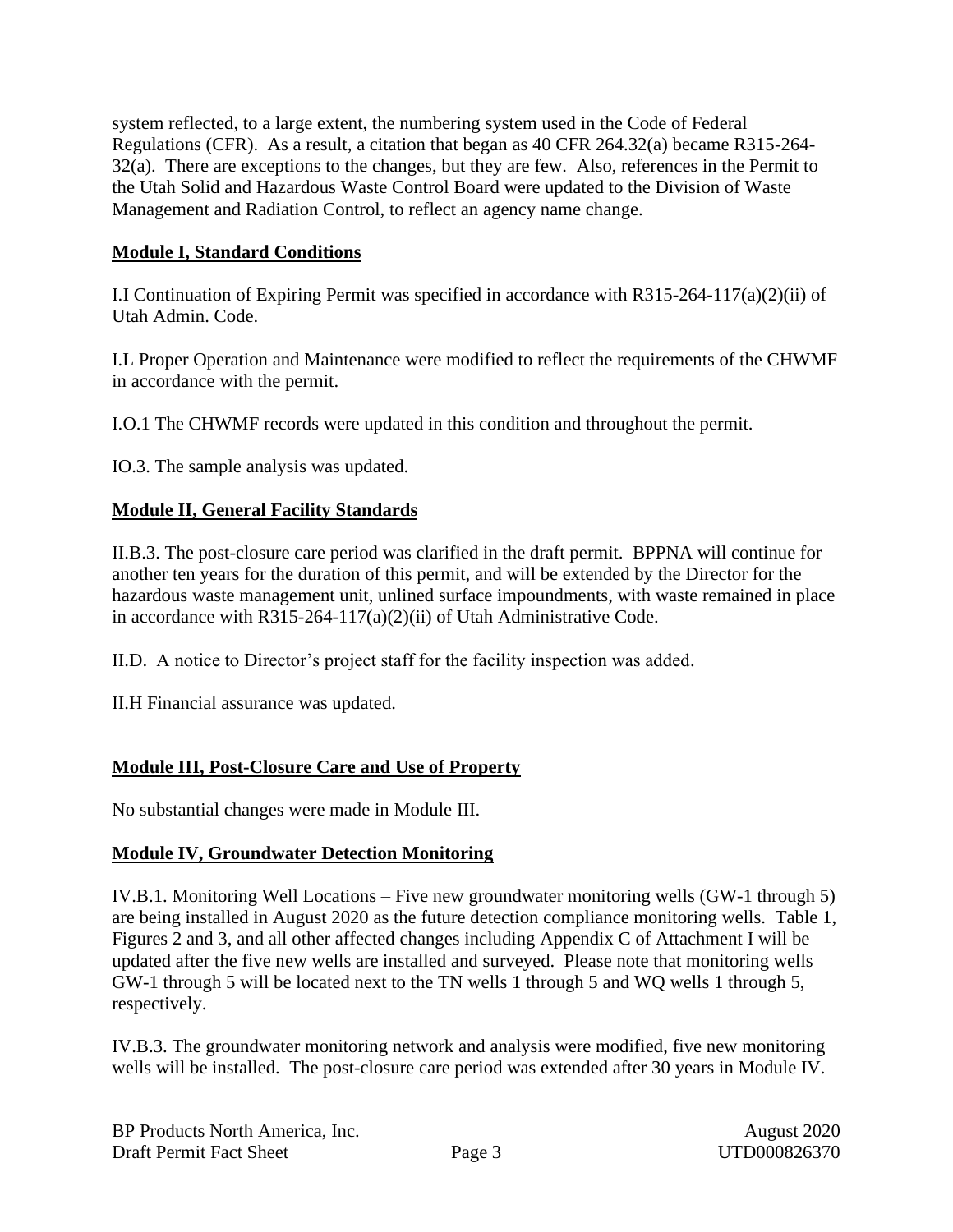system reflected, to a large extent, the numbering system used in the Code of Federal Regulations (CFR). As a result, a citation that began as 40 CFR 264.32(a) became R315-264-32(a). There are exceptions to the changes, but they are few. Also, references in the Permit to the Utah Solid and Hazardous Waste Control Board were updated to the Division of Waste Management and Radiation Control, to reflect an agency name change.

**Module I, Standard Conditions**

I.I Continuation of Expiring Permit was specified in accordance with R315-264-117(a)(2)(ii) of Utah Admin. Code.

I.L Proper Operation and Maintenance were modified to reflect the requirements of the CHWMF in accordance with the permit.

I.O.1 The CHWMF records were updated in this condition and throughout the permit.

IO.3. The sample analysis was updated.

**Module II, General Facility Standards**

II.B.3. The post-closure care period was clarified in the draft permit. BPPNA will continue for another ten years for the duration of this permit, and will be extended by the Director for the hazardous waste management unit, unlined surface impoundments, with waste remained in place in accordance with R315-264-117(a)(2)(ii) of Utah Administrative Code.

II.D. A notice to Director's project staff for the facility inspection was added.

II.H Financial assurance was updated.

**Module III, Post-Closure Care and Use of Property**

No substantial changes were made in Module III.

**Module IV, Groundwater Detection Monitoring**

IV.B.1. Monitoring Well Locations – Five new groundwater monitoring wells (GW-1 through 5) are being installed in August 2020 as the future detection compliance monitoring wells. Table 1, Figures 2 and 3, and all other affected changes including Appendix C of Attachment I will be updated after the five new wells are installed and surveyed. Please note that monitoring wells GW-1 through 5 will be located next to the TN wells 1 through 5 and WQ wells 1 through 5, respectively.

IV.B.3. The groundwater monitoring network and analysis were modified, five new monitoring wells will be installed. The post-closure care period was extended after 30 years in Module IV.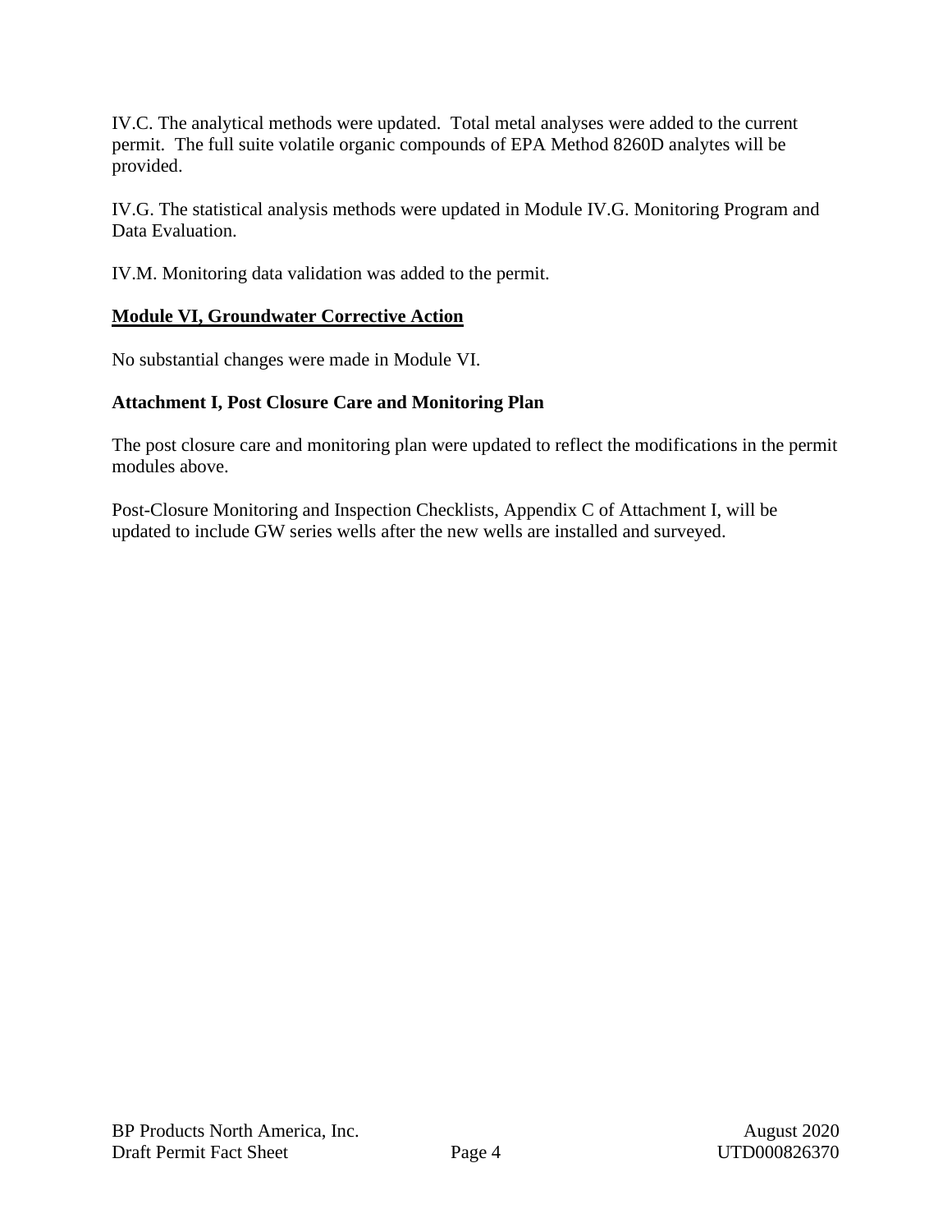IV.C. The analytical methods were updated. Total metal analyses were added to the current permit. The full suite volatile organic compounds of EPA Method 8260D analytes will be provided.

IV.G. The statistical analysis methods were updated in Module IV.G. Monitoring Program and Data Evaluation.

IV.M. Monitoring data validation was added to the permit.

## <u>Module VI, Groundwater Corrective Action</u>

No substantial changes were made in Module VI.

## Attachment I, Post Closure Care and Monitoring Plan

The post closure care and monitoring plan were updated to reflect the modifications in the permit modules above.

Post-Closure Monitoring and Inspection Checklists, Appendix C of Attachment I, will be updated to include GW series wells after the new wells are installed and surveyed.